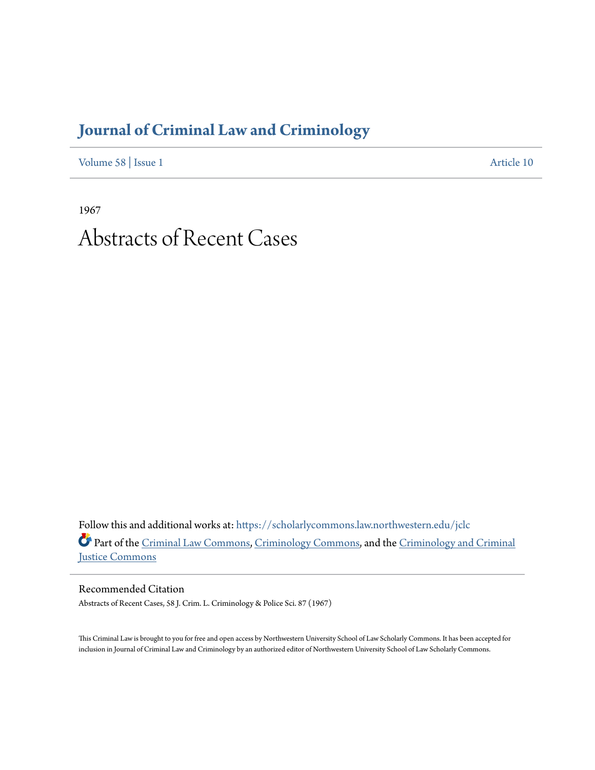# Journal of Criminal Law and Criminology

Volume 58 | Issue 1 Article 10

1967

# Abstracts of Recent Cases

Follow this and additional works at: https://scholarlycommons.law.northwestern.edu/jclc

Part of the Criminal Law Commons, Criminology Commons, and the Criminology and Criminal Justice Commons

## Recommended Citation

Abstracts of Recent Cases, 58 J. Crim. L. Criminology & Police Sci. 87 (1967)

This Criminal Law is brought to you for free and open access by Northwestern University School of Law Scholarly Commons. It has been accepted for inclusion in Journal of Criminal Law and Criminology by an authorized editor of Northwestern University School of Law Scholarly Commons.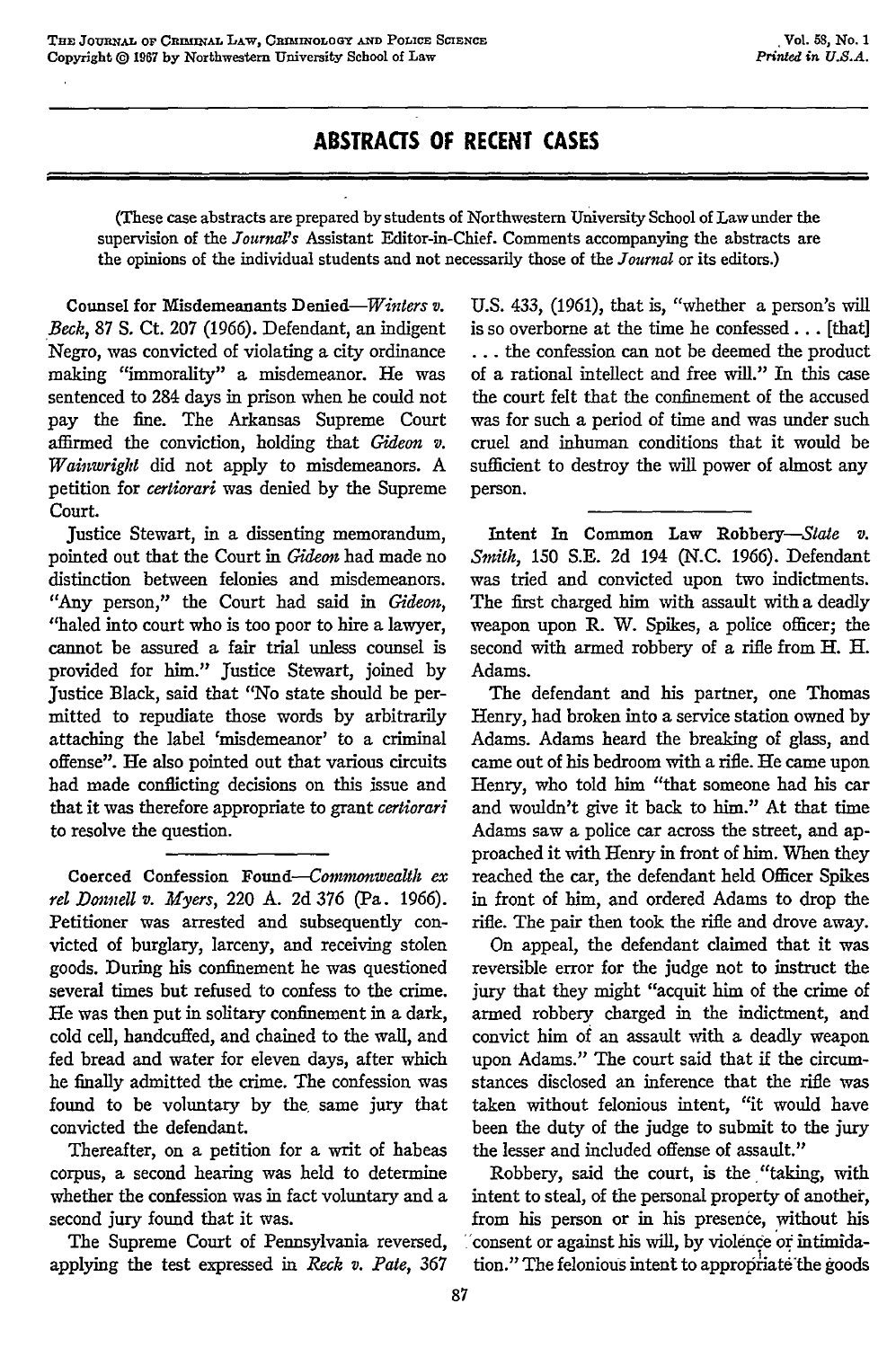# ABSTRACTS OF RECENT CASES

(These case abstracts are prepared by students of Northwestern University School of Law under the supervision of the *Journal's* Assistant Editor-in-Chief. Comments accompanying the abstracts are the opinions of the individual students and not necessarily those of the *Journal* or its editors.)

**Counsel for Misdemeanants Denied**—*Winters v. Beck*, 87 S. Ct. 207 (1966). Defendant, an indigent Negro, was convicted of violating a city ordinance making "immorality" a misdemeanor. He was sentenced to 284 days in prison when he could not pay the fine. The Arkansas Supreme Court affirmed the conviction, holding that *Gideon v. Wainwright* did not apply to misdemeanors. A petition for *certiorari* was denied by the Supreme Court.

Justice Stewart, in a dissenting memorandum, pointed out that the Court in *Gideon* had made no distinction between felonies and misdemeanors. "Any person," the Court had said in *Gideon*, "haled into court who is too poor to hire a lawyer, cannot be assured a fair trial unless counsel is provided for him." Justice Stewart, joined by Justice Black, said that "No state should be permitted to repudiate those words by arbitrarily attaching the label 'misdemeanor' to a criminal offense". He also pointed out that various circuits had made conflicting decisions on this issue and that it was therefore appropriate to grant *certiorari* to resolve the question.

**Coerced Confession Found**—*Commonwealth ex rel Donnell v. Myers*, 220 A. 2d 376 (Pa. 1966). Petitioner was arrested and subsequently convicted of burglary, larceny, and receiving stolen goods. During his confinement he was questioned several times but refused to confess to the crime. He was then put in solitary confinement in a dark, cold cell, handcuffed, and chained to the wall, and fed bread and water for eleven days, after which he finally admitted the crime. The confession was found to be voluntary by the same jury that convicted the defendant.

Thereafter, on a petition for a writ of habeas corpus, a second hearing was held to determine whether the confession was in fact voluntary and a second jury found that it was.

The Supreme Court of Pennsylvania reversed, applying the test expressed in *Reck v. Pate*, 367 U.S. 433, (1961), that is, "whether a person's will is so overborne at the time he confessed ... [that] ... the confession can not be deemed the product of a rational intellect and free will." In this case the court felt that the confinement of the accused was for such a period of time and was under such cruel and inhuman conditions that it would be sufficient to destroy the will power of almost any person.

**Intent In Common Law Robbery**—*State v. Smith*, 150 S.E. 2d 194 (N.C. 1966). Defendant was tried and convicted upon two indictments. The first charged him with assault with a deadly weapon upon R. W. Spikes, a police officer; the second with armed robbery of a rifle from H. H. Adams.

The defendant and his partner, one Thomas Henry, had broken into a service station owned by Adams. Adams heard the breaking of glass, and came out of his bedroom with a rifle. He came upon Henry, who told him "that someone had his car and wouldn't give it back to him." At that time Adams saw a police car across the street, and approached it with Henry in front of him. When they reached the car, the defendant held Officer Spikes in front of him, and ordered Adams to drop the rifle. The pair then took the rifle and drove away.

On appeal, the defendant claimed that it was reversible error for the judge not to instruct the jury that they might "acquit him of the crime of armed robbery charged in the indictment, and convict him of an assault with a deadly weapon upon Adams." The court said that if the circumstances disclosed an inference that the rifle was taken without felonious intent, "it would have been the duty of the judge to submit to the jury the lesser and included offense of assault."

Robbery, said the court, is the "taking, with intent to steal, of the personal property of another, from his person or in his presence, without his consent or against his will, by violence or intimidation." The felonious intent to appropriate the goods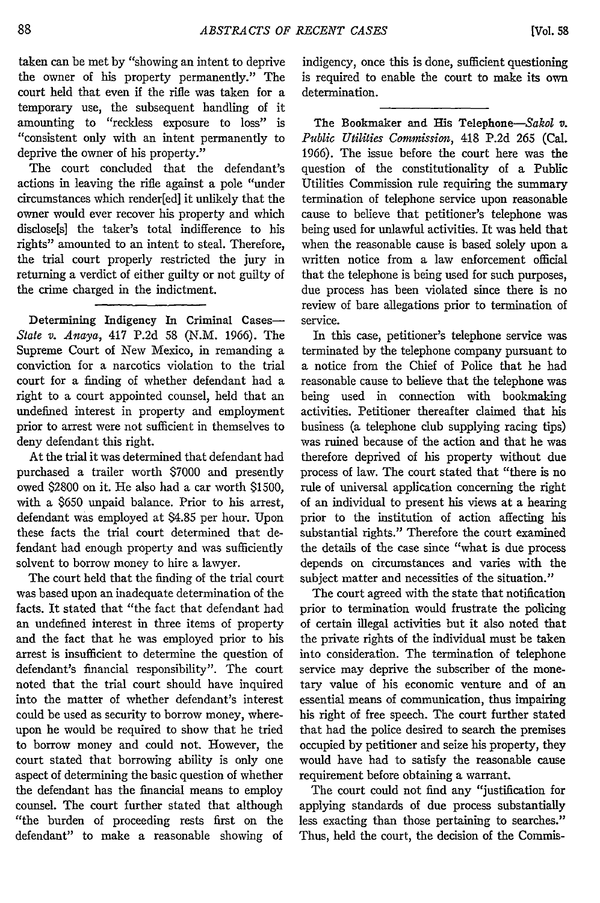taken can be met by "showing an intent to deprive the owner of his property permanently." The court held that even if the rifle was taken for a temporary use, the subsequent handling of it amounting to "reckless exposure to loss" is "consistent only with an intent permanently to deprive the owner of his property."

The court concluded that the defendant's actions in leaving the rifle against a pole "under circumstances which render[ed] it unlikely that the owner would ever recover his property and which disclose[s] the taker's total indifference to his rights" amounted to an intent to steal. Therefore, the trial court properly restricted the jury in returning a verdict of either guilty or not guilty of the crime charged in the indictment.

**Determining Indigency In Criminal Cases**—*State v. Anaya*, 417 P.2d 58 (N.M. 1966). The Supreme Court of New Mexico, in remanding a conviction for a narcotics violation to the trial court for a finding of whether defendant had a right to a court appointed counsel, held that an undefined interest in property and employment prior to arrest were not sufficient in themselves to deny defendant this right.

At the trial it was determined that defendant had purchased a trailer worth $7000 and presently owed $2800 on it. He also had a car worth $1500, with a $650 unpaid balance. Prior to his arrest, defendant was employed at $4.85 per hour. Upon these facts the trial court determined that defendant had enough property and was sufficiently solvent to borrow money to hire a lawyer.

The court held that the finding of the trial court was based upon an inadequate determination of the facts. It stated that "the fact that defendant had an undefined interest in three items of property and the fact that he was employed prior to his arrest is insufficient to determine the question of defendant's financial responsibility". The court noted that the trial court should have inquired into the matter of whether defendant's interest could be used as security to borrow money, whereupon he would be required to show that he tried to borrow money and could not. However, the court stated that borrowing ability is only one aspect of determining the basic question of whether the defendant has the financial means to employ counsel. The court further stated that although "the burden of proceeding rests first on the defendant" to make a reasonable showing of indigency, once this is done, sufficient questioning is required to enable the court to make its own determination.

**The Bookmaker and His Telephone**—*Sakol v. Public Utilities Commission*, 418 P.2d 265 (Cal. 1966). The issue before the court here was the question of the constitutionality of a Public Utilities Commission rule requiring the summary termination of telephone service upon reasonable cause to believe that petitioner's telephone was being used for unlawful activities. It was held that when the reasonable cause is based solely upon a written notice from a law enforcement official that the telephone is being used for such purposes, due process has been violated since there is no review of bare allegations prior to termination of service.

In this case, petitioner's telephone service was terminated by the telephone company pursuant to a notice from the Chief of Police that he had reasonable cause to believe that the telephone was being used in connection with bookmaking activities. Petitioner thereafter claimed that his business (a telephone club supplying racing tips) was ruined because of the action and that he was therefore deprived of his property without due process of law. The court stated that "there is no rule of universal application concerning the right of an individual to present his views at a hearing prior to the institution of action affecting his substantial rights." Therefore the court examined the details of the case since "what is due process depends on circumstances and varies with the subject matter and necessities of the situation."

The court agreed with the state that notification prior to termination would frustrate the policing of certain illegal activities but it also noted that the private rights of the individual must be taken into consideration. The termination of telephone service may deprive the subscriber of the monetary value of his economic venture and of an essential means of communication, thus impairing his right of free speech. The court further stated that had the police desired to search the premises occupied by petitioner and seize his property, they would have had to satisfy the reasonable cause requirement before obtaining a warrant.

The court could not find any "justification for applying standards of due process substantially less exacting than those pertaining to searches." Thus, held the court, the decision of the Commis-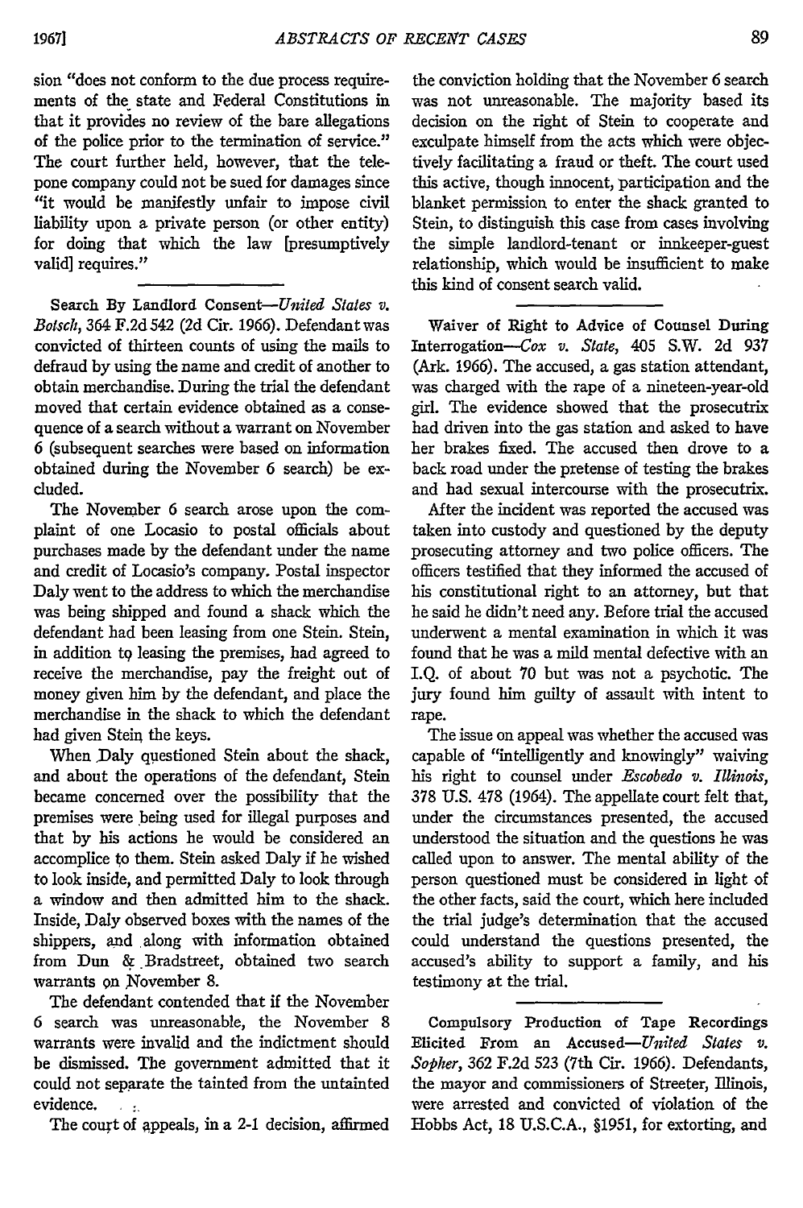sion "does not conform to the due process requirements of the state and Federal Constitutions in that it provides no review of the bare allegations of the police prior to the termination of service." The court further held, however, that the telepone company could not be sued for damages since "it would be manifestly unfair to impose civil liability upon a private person (or other entity) for doing that which the law [presumptively valid] requires."

**Search By Landlord Consent**—*United States v. Botsch*, 364 F.2d 542 (2d Cir. 1966). Defendant was convicted of thirteen counts of using the mails to defraud by using the name and credit of another to obtain merchandise. During the trial the defendant moved that certain evidence obtained as a consequence of a search without a warrant on November 6 (subsequent searches were based on information obtained during the November 6 search) be excluded.

The November 6 search arose upon the complaint of one Locasio to postal officials about purchases made by the defendant under the name and credit of Locasio's company. Postal inspector Daly went to the address to which the merchandise was being shipped and found a shack which the defendant had been leasing from one Stein. Stein, in addition to leasing the premises, had agreed to receive the merchandise, pay the freight out of money given him by the defendant, and place the merchandise in the shack to which the defendant had given Stein the keys.

When Daly questioned Stein about the shack, and about the operations of the defendant, Stein became concerned over the possibility that the premises were being used for illegal purposes and that by his actions he would be considered an accomplice to them. Stein asked Daly if he wished to look inside, and permitted Daly to look through a window and then admitted him to the shack. Inside, Daly observed boxes with the names of the shippers, and along with information obtained from Dun & Bradstreet, obtained two search warrants on November 8.

The defendant contended that if the November 6 search was unreasonable, the November 8 warrants were invalid and the indictment should be dismissed. The government admitted that it could not separate the tainted from the untainted evidence.

The court of appeals, in a 2-1 decision, affirmed the conviction holding that the November 6 search was not unreasonable. The majority based its decision on the right of Stein to cooperate and exculpate himself from the acts which were objectively facilitating a fraud or theft. The court used this active, though innocent, participation and the blanket permission to enter the shack granted to Stein, to distinguish this case from cases involving the simple landlord-tenant or innkeeper-guest relationship, which would be insufficient to make this kind of consent search valid.

**Waiver of Right to Advice of Counsel During Interrogation**—*Cox v. State*, 405 S.W. 2d 937 (Ark. 1966). The accused, a gas station attendant, was charged with the rape of a nineteen-year-old girl. The evidence showed that the prosecutrix had driven into the gas station and asked to have her brakes fixed. The accused then drove to a back road under the pretense of testing the brakes and had sexual intercourse with the prosecutrix.

After the incident was reported the accused was taken into custody and questioned by the deputy prosecuting attorney and two police officers. The officers testified that they informed the accused of his constitutional right to an attorney, but that he said he didn't need any. Before trial the accused underwent a mental examination in which it was found that he was a mild mental defective with an I.Q. of about 70 but was not a psychotic. The jury found him guilty of assault with intent to rape.

The issue on appeal was whether the accused was capable of "intelligently and knowingly" waiving his right to counsel under *Escobedo v. Illinois*, 378 U.S. 478 (1964). The appellate court felt that, under the circumstances presented, the accused understood the situation and the questions he was called upon to answer. The mental ability of the person questioned must be considered in light of the other facts, said the court, which here included the trial judge's determination that the accused could understand the questions presented, the accused's ability to support a family, and his testimony at the trial.

**Compulsory Production of Tape Recordings Elicited From an Accused**—*United States v. Sopher*, 362 F.2d 523 (7th Cir. 1966). Defendants, the mayor and commissioners of Streeter, Illinois, were arrested and convicted of violation of the Hobbs Act, 18 U.S.C.A., §1951, for extorting, and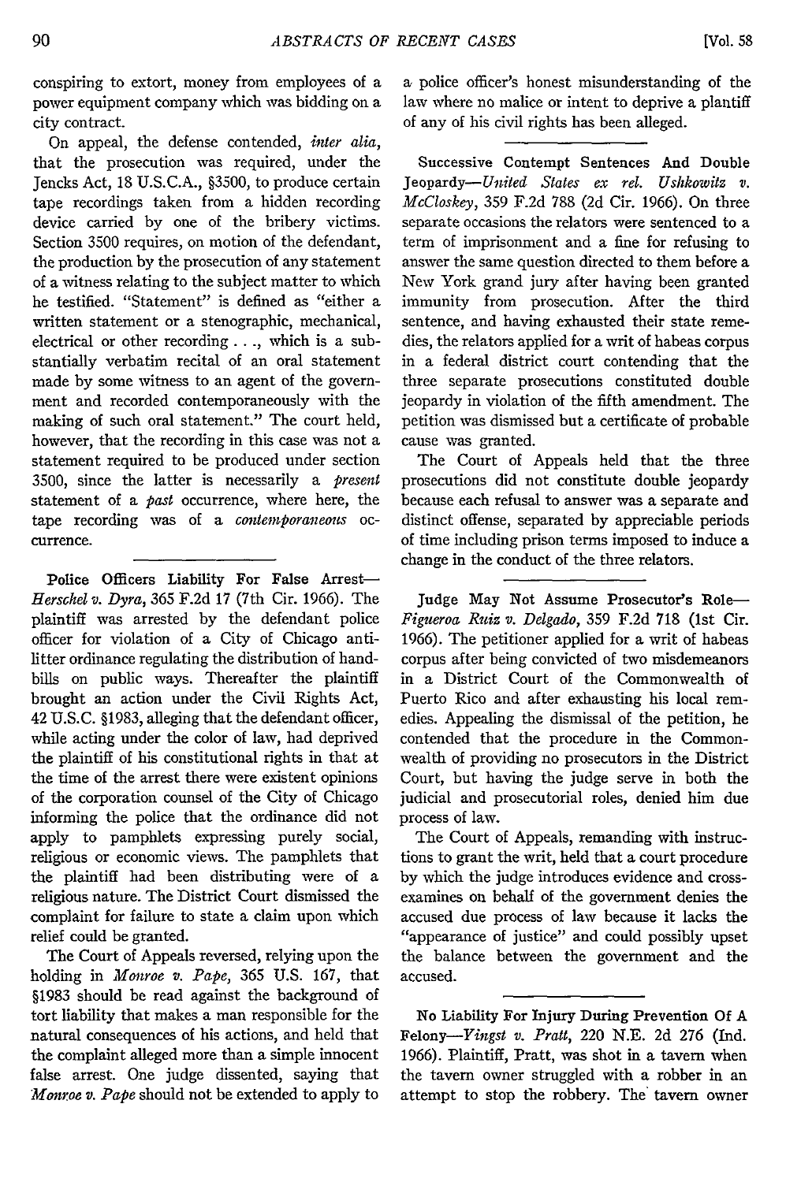conspiring to extort, money from employees of a power equipment company which was bidding on a city contract.

On appeal, the defense contended, *inter alia*, that the prosecution was required, under the Jencks Act, 18 U.S.C.A., §3500, to produce certain tape recordings taken from a hidden recording device carried by one of the bribery victims. Section 3500 requires, on motion of the defendant, the production by the prosecution of any statement of a witness relating to the subject matter to which he testified. "Statement" is defined as "either a written statement or a stenographic, mechanical, electrical or other recording . . ., which is a substantially verbatim recital of an oral statement made by some witness to an agent of the government and recorded contemporaneously with the making of such oral statement." The court held, however, that the recording in this case was not a statement required to be produced under section 3500, since the latter is necessarily a *present* statement of a *past* occurrence, where here, the tape recording was of a *contemporaneous* occurrence.

**Police Officers Liability For False Arrest**—*Herschel v. Dyra*, 365 F.2d 17 (7th Cir. 1966). The plaintiff was arrested by the defendant police officer for violation of a City of Chicago anti-litter ordinance regulating the distribution of handbills on public ways. Thereafter the plaintiff brought an action under the Civil Rights Act, 42 U.S.C. §1983, alleging that the defendant officer, while acting under the color of law, had deprived the plaintiff of his constitutional rights in that at the time of the arrest there were existent opinions of the corporation counsel of the City of Chicago informing the police that the ordinance did not apply to pamphlets expressing purely social, religious or economic views. The pamphlets that the plaintiff had been distributing were of a religious nature. The District Court dismissed the complaint for failure to state a claim upon which relief could be granted.

The Court of Appeals reversed, relying upon the holding in *Monroe v. Pape*, 365 U.S. 167, that §1983 should be read against the background of tort liability that makes a man responsible for the natural consequences of his actions, and held that the complaint alleged more than a simple innocent false arrest. One judge dissented, saying that *Monroe v. Pape* should not be extended to apply to a police officer's honest misunderstanding of the law where no malice or intent to deprive a plaintiff of any of his civil rights has been alleged.

**Successive Contempt Sentences And Double Jeopardy**—*United States ex rel. Ushkowitz v. McCloskey*, 359 F.2d 788 (2d Cir. 1966). On three separate occasions the relators were sentenced to a term of imprisonment and a fine for refusing to answer the same question directed to them before a New York grand jury after having been granted immunity from prosecution. After the third sentence, and having exhausted their state remedies, the relators applied for a writ of habeas corpus in a federal district court contending that the three separate prosecutions constituted double jeopardy in violation of the fifth amendment. The petition was dismissed but a certificate of probable cause was granted.

The Court of Appeals held that the three prosecutions did not constitute double jeopardy because each refusal to answer was a separate and distinct offense, separated by appreciable periods of time including prison terms imposed to induce a change in the conduct of the three relators.

**Judge May Not Assume Prosecutor's Role**—*Figueroa Ruiz v. Delgado*, 359 F.2d 718 (1st Cir. 1966). The petitioner applied for a writ of habeas corpus after being convicted of two misdemeanors in a District Court of the Commonwealth of Puerto Rico and after exhausting his local remedies. Appealing the dismissal of the petition, he contended that the procedure in the Commonwealth of providing no prosecutors in the District Court, but having the judge serve in both the judicial and prosecutorial roles, denied him due process of law.

The Court of Appeals, remanding with instructions to grant the writ, held that a court procedure by which the judge introduces evidence and cross-examines on behalf of the government denies the accused due process of law because it lacks the "appearance of justice" and could possibly upset the balance between the government and the accused.

**No Liability For Injury During Prevention Of A Felony**—*Yingst v. Pratt*, 220 N.E. 2d 276 (Ind. 1966). Plaintiff, Pratt, was shot in a tavern when the tavern owner struggled with a robber in an attempt to stop the robbery. The tavern owner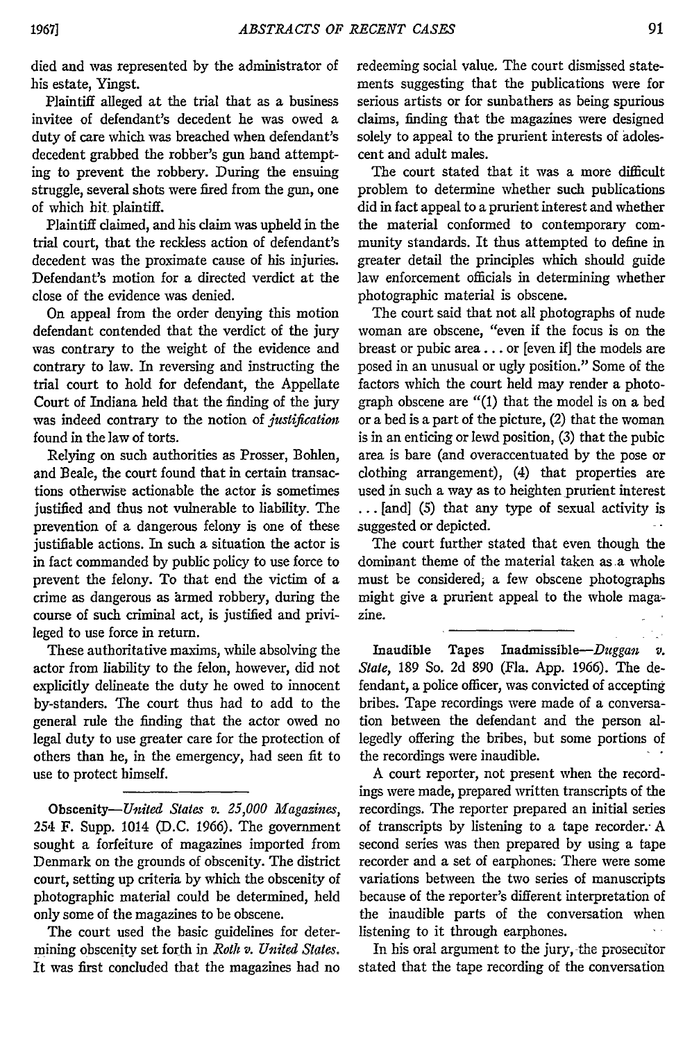died and was represented by the administrator of his estate, Yingst.

Plaintiff alleged at the trial that as a business invitee of defendant's decedent he was owed a duty of care which was breached when defendant's decedent grabbed the robber's gun hand attempting to prevent the robbery. During the ensuing struggle, several shots were fired from the gun, one of which hit plaintiff.

Plaintiff claimed, and his claim was upheld in the trial court, that the reckless action of defendant's decedent was the proximate cause of his injuries. Defendant's motion for a directed verdict at the close of the evidence was denied.

On appeal from the order denying this motion defendant contended that the verdict of the jury was contrary to the weight of the evidence and contrary to law. In reversing and instructing the trial court to hold for defendant, the Appellate Court of Indiana held that the finding of the jury was indeed contrary to the notion of *justification* found in the law of torts.

Relying on such authorities as Prosser, Bohlen, and Beale, the court found that in certain transactions otherwise actionable the actor is sometimes justified and thus not vulnerable to liability. The prevention of a dangerous felony is one of these justifiable actions. In such a situation the actor is in fact commanded by public policy to use force to prevent the felony. To that end the victim of a crime as dangerous as armed robbery, during the course of such criminal act, is justified and privileged to use force in return.

These authoritative maxims, while absolving the actor from liability to the felon, however, did not explicitly delineate the duty he owed to innocent by-standers. The court thus had to add to the general rule the finding that the actor owed no legal duty to use greater care for the protection of others than he, in the emergency, had seen fit to use to protect himself.

---

**Obscenity**—*United States v. 25,000 Magazines*, 254 F. Supp. 1014 (D.C. 1966). The government sought a forfeiture of magazines imported from Denmark on the grounds of obscenity. The district court, setting up criteria by which the obscenity of photographic material could be determined, held only some of the magazines to be obscene.

The court used the basic guidelines for determining obscenity set forth in *Roth v. United States*. It was first concluded that the magazines had no redeeming social value. The court dismissed statements suggesting that the publications were for serious artists or for sunbathers as being spurious claims, finding that the magazines were designed solely to appeal to the prurient interests of adolescent and adult males.

The court stated that it was a more difficult problem to determine whether such publications did in fact appeal to a prurient interest and whether the material conformed to contemporary community standards. It thus attempted to define in greater detail the principles which should guide law enforcement officials in determining whether photographic material is obscene.

The court said that not all photographs of nude woman are obscene, "even if the focus is on the breast or pubic area . . . or [even if] the models are posed in an unusual or ugly position." Some of the factors which the court held may render a photograph obscene are "(1) that the model is on a bed or a bed is a part of the picture, (2) that the woman is in an enticing or lewd position, (3) that the pubic area is bare (and overaccentuated by the pose or clothing arrangement), (4) that properties are used in such a way as to heighten prurient interest . . . [and] (5) that any type of sexual activity is suggested or depicted.

The court further stated that even though the dominant theme of the material taken as a whole must be considered, a few obscene photographs might give a prurient appeal to the whole magazine.

---

**Inaudible Tapes Inadmissible**—*Duggan v. State*, 189 So. 2d 890 (Fla. App. 1966). The defendant, a police officer, was convicted of accepting bribes. Tape recordings were made of a conversation between the defendant and the person allegedly offering the bribes, but some portions of the recordings were inaudible.

A court reporter, not present when the recordings were made, prepared written transcripts of the recordings. The reporter prepared an initial series of transcripts by listening to a tape recorder. A second series was then prepared by using a tape recorder and a set of earphones. There were some variations between the two series of manuscripts because of the reporter's different interpretation of the inaudible parts of the conversation when listening to it through earphones.

In his oral argument to the jury, the prosecutor stated that the tape recording of the conversation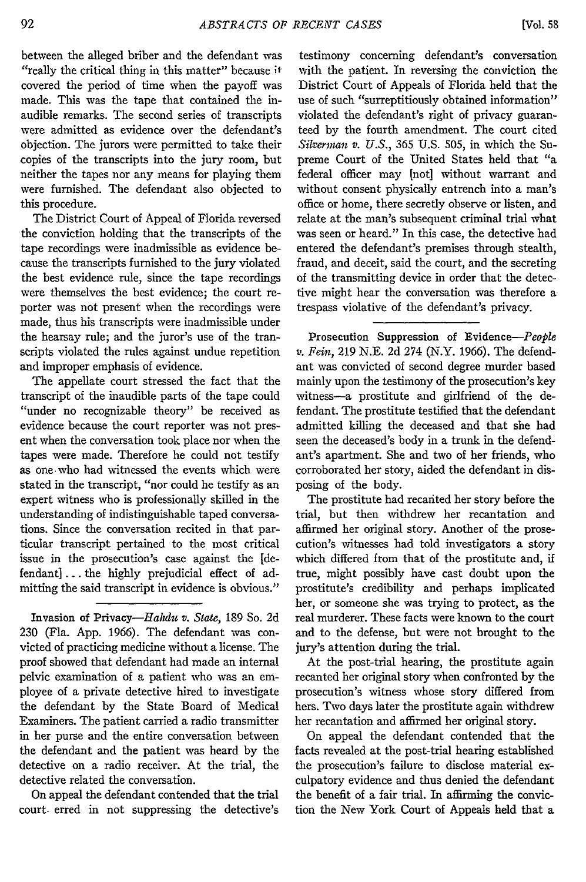between the alleged briber and the defendant was "really the critical thing in this matter" because it covered the period of time when the payoff was made. This was the tape that contained the inaudible remarks. The second series of transcripts were admitted as evidence over the defendant's objection. The jurors were permitted to take their copies of the transcripts into the jury room, but neither the tapes nor any means for playing them were furnished. The defendant also objected to this procedure.

The District Court of Appeal of Florida reversed the conviction holding that the transcripts of the tape recordings were inadmissible as evidence because the transcripts furnished to the jury violated the best evidence rule, since the tape recordings were themselves the best evidence; the court reporter was not present when the recordings were made, thus his transcripts were inadmissible under the hearsay rule; and the juror's use of the transcripts violated the rules against undue repetition and improper emphasis of evidence.

The appellate court stressed the fact that the transcript of the inaudible parts of the tape could "under no recognizable theory" be received as evidence because the court reporter was not present when the conversation took place nor when the tapes were made. Therefore he could not testify as one who had witnessed the events which were stated in the transcript, "nor could he testify as an expert witness who is professionally skilled in the understanding of indistinguishable taped conversations. Since the conversation recited in that particular transcript pertained to the most critical issue in the prosecution's case against the [defendant] . . . the highly prejudicial effect of admitting the said transcript in evidence is obvious."

**Invasion of Privacy**—*Hahdu v. State*, 189 So. 2d 230 (Fla. App. 1966). The defendant was convicted of practicing medicine without a license. The proof showed that defendant had made an internal pelvic examination of a patient who was an employee of a private detective hired to investigate the defendant by the State Board of Medical Examiners. The patient carried a radio transmitter in her purse and the entire conversation between the defendant and the patient was heard by the detective on a radio receiver. At the trial, the detective related the conversation.

On appeal the defendant contended that the trial court erred in not suppressing the detective's testimony concerning defendant's conversation with the patient. In reversing the conviction the District Court of Appeals of Florida held that the use of such "surreptitiously obtained information" violated the defendant's right of privacy guaranteed by the fourth amendment. The court cited *Silverman v. U.S.*, 365 U.S. 505, in which the Supreme Court of the United States held that "a federal officer may [not] without warrant and without consent physically entrench into a man's office or home, there secretly observe or listen, and relate at the man's subsequent criminal trial what was seen or heard." In this case, the detective had entered the defendant's premises through stealth, fraud, and deceit, said the court, and the secreting of the transmitting device in order that the detective might hear the conversation was therefore a trespass violative of the defendant's privacy.

**Prosecution Suppression of Evidence**—*People v. Fein*, 219 N.E. 2d 274 (N.Y. 1966). The defendant was convicted of second degree murder based mainly upon the testimony of the prosecution's key witness—a prostitute and girlfriend of the defendant. The prostitute testified that the defendant admitted killing the deceased and that she had seen the deceased's body in a trunk in the defendant's apartment. She and two of her friends, who corroborated her story, aided the defendant in disposing of the body.

The prostitute had recanted her story before the trial, but then withdrew her recantation and affirmed her original story. Another of the prosecution's witnesses had told investigators a story which differed from that of the prostitute and, if true, might possibly have cast doubt upon the prostitute's credibility and perhaps implicated her, or someone she was trying to protect, as the real murderer. These facts were known to the court and to the defense, but were not brought to the jury's attention during the trial.

At the post-trial hearing, the prostitute again recanted her original story when confronted by the prosecution's witness whose story differed from hers. Two days later the prostitute again withdrew her recantation and affirmed her original story.

On appeal the defendant contended that the facts revealed at the post-trial hearing established the prosecution's failure to disclose material exculpatory evidence and thus denied the defendant the benefit of a fair trial. In affirming the conviction the New York Court of Appeals held that a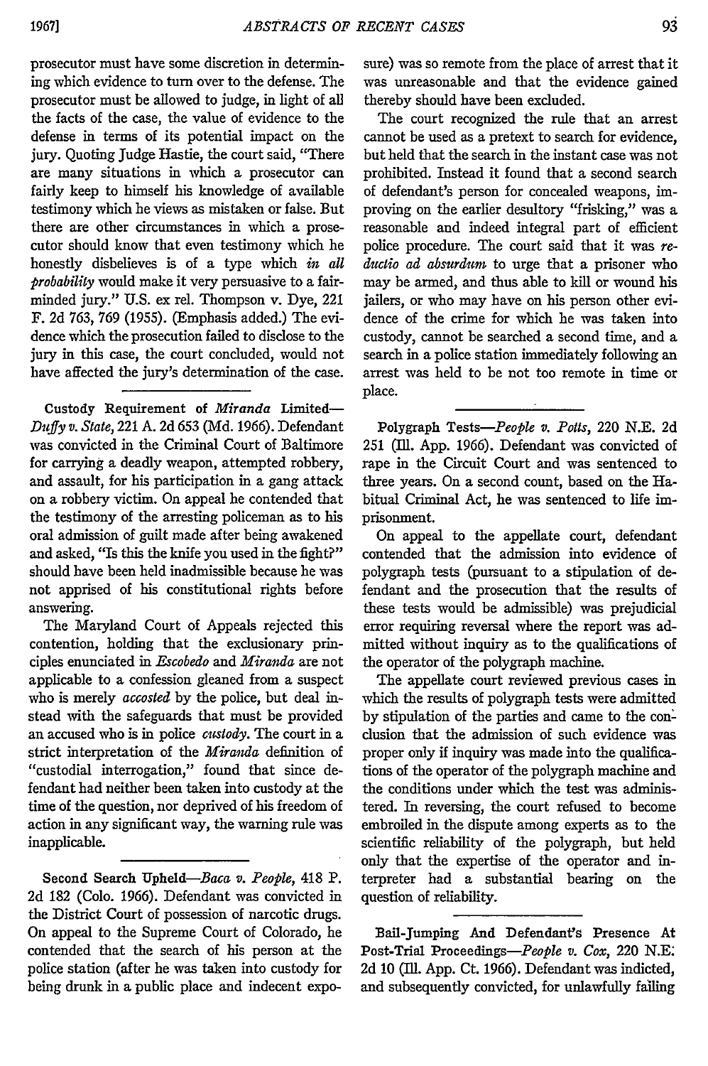prosecutor must have some discretion in determining which evidence to turn over to the defense. The prosecutor must be allowed to judge, in light of all the facts of the case, the value of evidence to the defense in terms of its potential impact on the jury. Quoting Judge Hastie, the court said, "There are many situations in which a prosecutor can fairly keep to himself his knowledge of available testimony which he views as mistaken or false. But there are other circumstances in which a prosecutor should know that even testimony which he honestly disbelieves is of a type which *in all probability* would make it very persuasive to a fair-minded jury." U.S. ex rel. Thompson v. Dye, 221 F. 2d 763, 769 (1955). (Emphasis added.) The evidence which the prosecution failed to disclose to the jury in this case, the court concluded, would not have affected the jury's determination of the case.

---

Custody Requirement of *Miranda* Limited—*Duffy v. State*, 221 A. 2d 653 (Md. 1966). Defendant was convicted in the Criminal Court of Baltimore for carrying a deadly weapon, attempted robbery, and assault, for his participation in a gang attack on a robbery victim. On appeal he contended that the testimony of the arresting policeman as to his oral admission of guilt made after being awakened and asked, "Is this the knife you used in the fight?" should have been held inadmissible because he was not apprised of his constitutional rights before answering.

The Maryland Court of Appeals rejected this contention, holding that the exclusionary principles enunciated in *Escobedo* and *Miranda* are not applicable to a confession gleaned from a suspect who is merely *accosted* by the police, but deal instead with the safeguards that must be provided an accused who is in police *custody*. The court in a strict interpretation of the *Miranda* definition of "custodial interrogation," found that since defendant had neither been taken into custody at the time of the question, nor deprived of his freedom of action in any significant way, the warning rule was inapplicable.

---

Second Search Upheld—*Baca v. People*, 418 P. 2d 182 (Colo. 1966). Defendant was convicted in the District Court of possession of narcotic drugs. On appeal to the Supreme Court of Colorado, he contended that the search of his person at the police station (after he was taken into custody for being drunk in a public place and indecent exposure) was so remote from the place of arrest that it was unreasonable and that the evidence gained thereby should have been excluded.

The court recognized the rule that an arrest cannot be used as a pretext to search for evidence, but held that the search in the instant case was not prohibited. Instead it found that a second search of defendant's person for concealed weapons, improving on the earlier desultory "frisking," was a reasonable and indeed integral part of efficient police procedure. The court said that it was *reductio ad absurdum* to urge that a prisoner who may be armed, and thus able to kill or wound his jailers, or who may have on his person other evidence of the crime for which he was taken into custody, cannot be searched a second time, and a search in a police station immediately following an arrest was held to be not too remote in time or place.

---

Polygraph Tests—*People v. Potts*, 220 N.E. 2d 251 (Ill. App. 1966). Defendant was convicted of rape in the Circuit Court and was sentenced to three years. On a second count, based on the Habitual Criminal Act, he was sentenced to life imprisonment.

On appeal to the appellate court, defendant contended that the admission into evidence of polygraph tests (pursuant to a stipulation of defendant and the prosecution that the results of these tests would be admissible) was prejudicial error requiring reversal where the report was admitted without inquiry as to the qualifications of the operator of the polygraph machine.

The appellate court reviewed previous cases in which the results of polygraph tests were admitted by stipulation of the parties and came to the conclusion that the admission of such evidence was proper only if inquiry was made into the qualifications of the operator of the polygraph machine and the conditions under which the test was administered. In reversing, the court refused to become embroiled in the dispute among experts as to the scientific reliability of the polygraph, but held only that the expertise of the operator and interpreter had a substantial bearing on the question of reliability.

---

Bail-Jumping And Defendant's Presence At Post-Trial Proceedings—*People v. Cox*, 220 N.E. 2d 10 (Ill. App. Ct. 1966). Defendant was indicted, and subsequently convicted, for unlawfully failing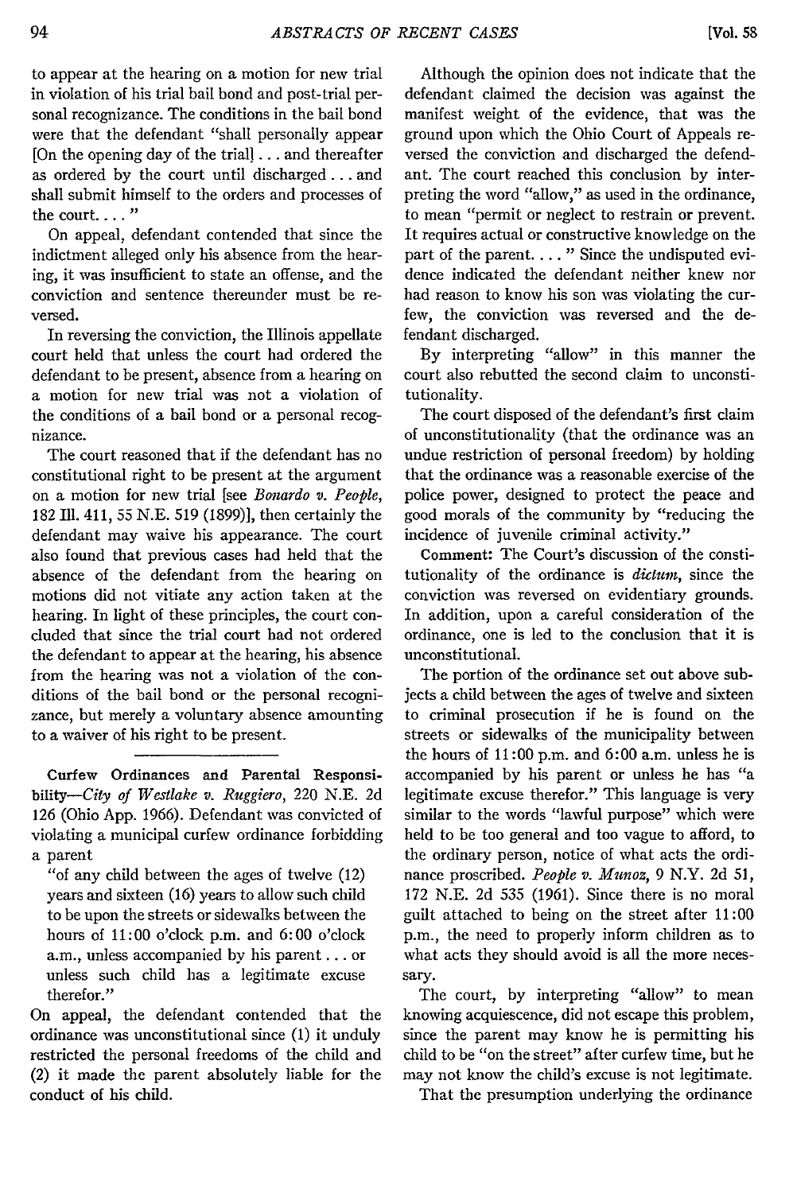to appear at the hearing on a motion for new trial in violation of his trial bail bond and post-trial personal recognizance. The conditions in the bail bond were that the defendant "shall personally appear [On the opening day of the trial] . . . and thereafter as ordered by the court until discharged . . . and shall submit himself to the orders and processes of the court. . . . "

On appeal, defendant contended that since the indictment alleged only his absence from the hearing, it was insufficient to state an offense, and the conviction and sentence thereunder must be reversed.

In reversing the conviction, the Illinois appellate court held that unless the court had ordered the defendant to be present, absence from a hearing on a motion for new trial was not a violation of the conditions of a bail bond or a personal recognizance.

The court reasoned that if the defendant has no constitutional right to be present at the argument on a motion for new trial [see *Bonardo v. People*, 182 Ill. 411, 55 N.E. 519 (1899)], then certainly the defendant may waive his appearance. The court also found that previous cases had held that the absence of the defendant from the hearing on motions did not vitiate any action taken at the hearing. In light of these principles, the court concluded that since the trial court had not ordered the defendant to appear at the hearing, his absence from the hearing was not a violation of the conditions of the bail bond or the personal recognizance, but merely a voluntary absence amounting to a waiver of his right to be present.

**Curfew Ordinances and Parental Responsibility**—*City of Westlake v. Ruggiero*, 220 N.E. 2d 126 (Ohio App. 1966). Defendant was convicted of violating a municipal curfew ordinance forbidding a parent

> "of any child between the ages of twelve (12) years and sixteen (16) years to allow such child to be upon the streets or sidewalks between the hours of 11:00 o'clock p.m. and 6:00 o'clock a.m., unless accompanied by his parent . . . or unless such child has a legitimate excuse therefor."

On appeal, the defendant contended that the ordinance was unconstitutional since (1) it unduly restricted the personal freedoms of the child and (2) it made the parent absolutely liable for the conduct of his child.

Although the opinion does not indicate that the defendant claimed the decision was against the manifest weight of the evidence, that was the ground upon which the Ohio Court of Appeals reversed the conviction and discharged the defendant. The court reached this conclusion by interpreting the word "allow," as used in the ordinance, to mean "permit or neglect to restrain or prevent. It requires actual or constructive knowledge on the part of the parent. . . . " Since the undisputed evidence indicated the defendant neither knew nor had reason to know his son was violating the curfew, the conviction was reversed and the defendant discharged.

By interpreting "allow" in this manner the court also rebutted the second claim to unconstitutionality.

The court disposed of the defendant's first claim of unconstitutionality (that the ordinance was an undue restriction of personal freedom) by holding that the ordinance was a reasonable exercise of the police power, designed to protect the peace and good morals of the community by "reducing the incidence of juvenile criminal activity."

**Comment:** The Court's discussion of the constitutionality of the ordinance is *dictum*, since the conviction was reversed on evidentiary grounds. In addition, upon a careful consideration of the ordinance, one is led to the conclusion that it is unconstitutional.

The portion of the ordinance set out above subjects a child between the ages of twelve and sixteen to criminal prosecution if he is found on the streets or sidewalks of the municipality between the hours of 11:00 p.m. and 6:00 a.m. unless he is accompanied by his parent or unless he has "a legitimate excuse therefor." This language is very similar to the words "lawful purpose" which were held to be too general and too vague to afford, to the ordinary person, notice of what acts the ordinance proscribed. *People v. Munoz*, 9 N.Y. 2d 51, 172 N.E. 2d 535 (1961). Since there is no moral guilt attached to being on the street after 11:00 p.m., the need to properly inform children as to what acts they should avoid is all the more necessary.

The court, by interpreting "allow" to mean knowing acquiescence, did not escape this problem, since the parent may know he is permitting his child to be "on the street" after curfew time, but he may not know the child's excuse is not legitimate.

That the presumption underlying the ordinance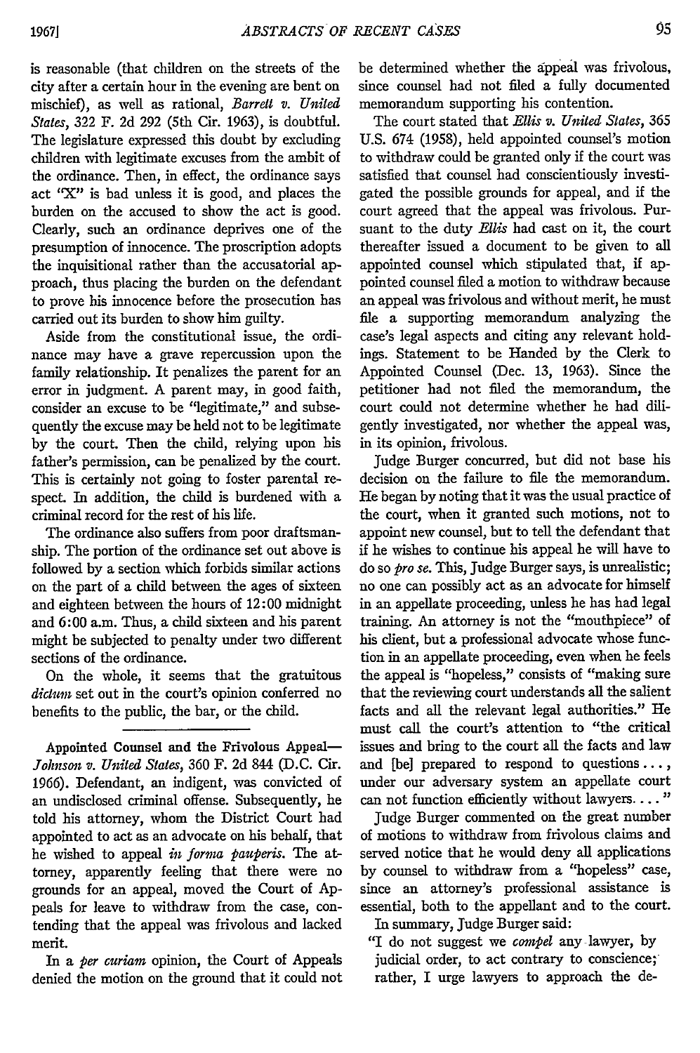is reasonable (that children on the streets of the city after a certain hour in the evening are bent on mischief), as well as rational, *Barrett v. United States*, 322 F. 2d 292 (5th Cir. 1963), is doubtful. The legislature expressed this doubt by excluding children with legitimate excuses from the ambit of the ordinance. Then, in effect, the ordinance says act "X" is bad unless it is good, and places the burden on the accused to show the act is good. Clearly, such an ordinance deprives one of the presumption of innocence. The proscription adopts the inquisitional rather than the accusatorial approach, thus placing the burden on the defendant to prove his innocence before the prosecution has carried out its burden to show him guilty.

Aside from the constitutional issue, the ordinance may have a grave repercussion upon the family relationship. It penalizes the parent for an error in judgment. A parent may, in good faith, consider an excuse to be "legitimate," and subsequently the excuse may be held not to be legitimate by the court. Then the child, relying upon his father's permission, can be penalized by the court. This is certainly not going to foster parental respect. In addition, the child is burdened with a criminal record for the rest of his life.

The ordinance also suffers from poor draftsmanship. The portion of the ordinance set out above is followed by a section which forbids similar actions on the part of a child between the ages of sixteen and eighteen between the hours of 12:00 midnight and 6:00 a.m. Thus, a child sixteen and his parent might be subjected to penalty under two different sections of the ordinance.

On the whole, it seems that the gratuitous *dictum* set out in the court's opinion conferred no benefits to the public, the bar, or the child.

---

**Appointed Counsel and the Frivolous Appeal**—*Johnson v. United States*, 360 F. 2d 844 (D.C. Cir. 1966). Defendant, an indigent, was convicted of an undisclosed criminal offense. Subsequently, he told his attorney, whom the District Court had appointed to act as an advocate on his behalf, that he wished to appeal *in forma pauperis*. The attorney, apparently feeling that there were no grounds for an appeal, moved the Court of Appeals for leave to withdraw from the case, contending that the appeal was frivolous and lacked merit.

In a *per curiam* opinion, the Court of Appeals denied the motion on the ground that it could not be determined whether the appeal was frivolous, since counsel had not filed a fully documented memorandum supporting his contention.

The court stated that *Ellis v. United States*, 365 U.S. 674 (1958), held appointed counsel's motion to withdraw could be granted only if the court was satisfied that counsel had conscientiously investigated the possible grounds for appeal, and if the court agreed that the appeal was frivolous. Pursuant to the duty *Ellis* had cast on it, the court thereafter issued a document to be given to all appointed counsel which stipulated that, if appointed counsel filed a motion to withdraw because an appeal was frivolous and without merit, he must file a supporting memorandum analyzing the case's legal aspects and citing any relevant holdings. Statement to be Handed by the Clerk to Appointed Counsel (Dec. 13, 1963). Since the petitioner had not filed the memorandum, the court could not determine whether he had diligently investigated, nor whether the appeal was, in its opinion, frivolous.

Judge Burger concurred, but did not base his decision on the failure to file the memorandum. He began by noting that it was the usual practice of the court, when it granted such motions, not to appoint new counsel, but to tell the defendant that if he wishes to continue his appeal he will have to do so *pro se*. This, Judge Burger says, is unrealistic; no one can possibly act as an advocate for himself in an appellate proceeding, unless he has had legal training. An attorney is not the "mouthpiece" of his client, but a professional advocate whose function in an appellate proceeding, even when he feels the appeal is "hopeless," consists of "making sure that the reviewing court understands all the salient facts and all the relevant legal authorities." He must call the court's attention to "the critical issues and bring to the court all the facts and law and [be] prepared to respond to questions . . . , under our adversary system an appellate court can not function efficiently without lawyers. . . ."

Judge Burger commented on the great number of motions to withdraw from frivolous claims and served notice that he would deny all applications by counsel to withdraw from a "hopeless" case, since an attorney's professional assistance is essential, both to the appellant and to the court.

In summary, Judge Burger said:

> "I do not suggest we *compel* any lawyer, by judicial order, to act contrary to conscience; rather, I urge lawyers to approach the de-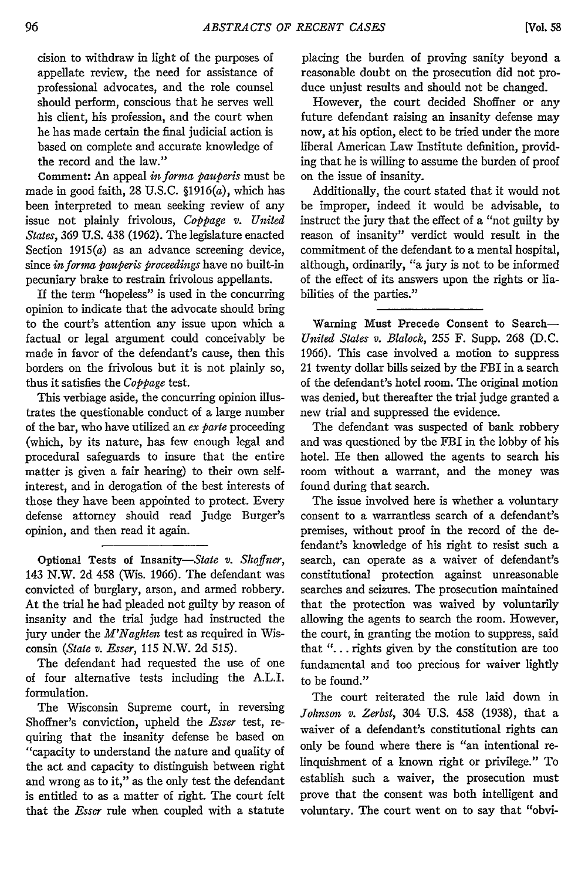cision to withdraw in light of the purposes of appellate review, the need for assistance of professional advocates, and the role counsel should perform, conscious that he serves well his client, his profession, and the court when he has made certain the final judicial action is based on complete and accurate knowledge of the record and the law."

**Comment:** An appeal *in forma pauperis* must be made in good faith, 28 U.S.C. §1916(*a*), which has been interpreted to mean seeking review of any issue not plainly frivolous, *Coppage v. United States*, 369 U.S. 438 (1962). The legislature enacted Section 1915(*a*) as an advance screening device, since *in forma pauperis proceedings* have no built-in pecuniary brake to restrain frivolous appellants.

If the term "hopeless" is used in the concurring opinion to indicate that the advocate should bring to the court's attention any issue upon which a factual or legal argument could conceivably be made in favor of the defendant's cause, then this borders on the frivolous but it is not plainly so, thus it satisfies the *Coppage* test.

This verbiage aside, the concurring opinion illustrates the questionable conduct of a large number of the bar, who have utilized an *ex parte* proceeding (which, by its nature, has few enough legal and procedural safeguards to insure that the entire matter is given a fair hearing) to their own self-interest, and in derogation of the best interests of those they have been appointed to protect. Every defense attorney should read Judge Burger's opinion, and then read it again.

**Optional Tests of Insanity**—*State v. Shoffner*, 143 N.W. 2d 458 (Wis. 1966). The defendant was convicted of burglary, arson, and armed robbery. At the trial he had pleaded not guilty by reason of insanity and the trial judge had instructed the jury under the *M'Naghten* test as required in Wisconsin (*State v. Esser*, 115 N.W. 2d 515).

The defendant had requested the use of one of four alternative tests including the A.L.I. formulation.

The Wisconsin Supreme court, in reversing Shoffner's conviction, upheld the *Esser* test, requiring that the insanity defense be based on "capacity to understand the nature and quality of the act and capacity to distinguish between right and wrong as to it," as the only test the defendant is entitled to as a matter of right. The court felt that the *Esser* rule when coupled with a statute placing the burden of proving sanity beyond a reasonable doubt on the prosecution did not produce unjust results and should not be changed.

However, the court decided Shoffner or any future defendant raising an insanity defense may now, at his option, elect to be tried under the more liberal American Law Institute definition, providing that he is willing to assume the burden of proof on the issue of insanity.

Additionally, the court stated that it would not be improper, indeed it would be advisable, to instruct the jury that the effect of a "not guilty by reason of insanity" verdict would result in the commitment of the defendant to a mental hospital, although, ordinarily, "a jury is not to be informed of the effect of its answers upon the rights or liabilities of the parties."

**Warning Must Precede Consent to Search**—*United States v. Blalock*, 255 F. Supp. 268 (D.C. 1966). This case involved a motion to suppress 21 twenty dollar bills seized by the FBI in a search of the defendant's hotel room. The original motion was denied, but thereafter the trial judge granted a new trial and suppressed the evidence.

The defendant was suspected of bank robbery and was questioned by the FBI in the lobby of his hotel. He then allowed the agents to search his room without a warrant, and the money was found during that search.

The issue involved here is whether a voluntary consent to a warrantless search of a defendant's premises, without proof in the record of the defendant's knowledge of his right to resist such a search, can operate as a waiver of defendant's constitutional protection against unreasonable searches and seizures. The prosecution maintained that the protection was waived by voluntarily allowing the agents to search the room. However, the court, in granting the motion to suppress, said that ". . . rights given by the constitution are too fundamental and too precious for waiver lightly to be found."

The court reiterated the rule laid down in *Johnson v. Zerbst*, 304 U.S. 458 (1938), that a waiver of a defendant's constitutional rights can only be found where there is "an intentional relinquishment of a known right or privilege." To establish such a waiver, the prosecution must prove that the consent was both intelligent and voluntary. The court went on to say that "obvi-